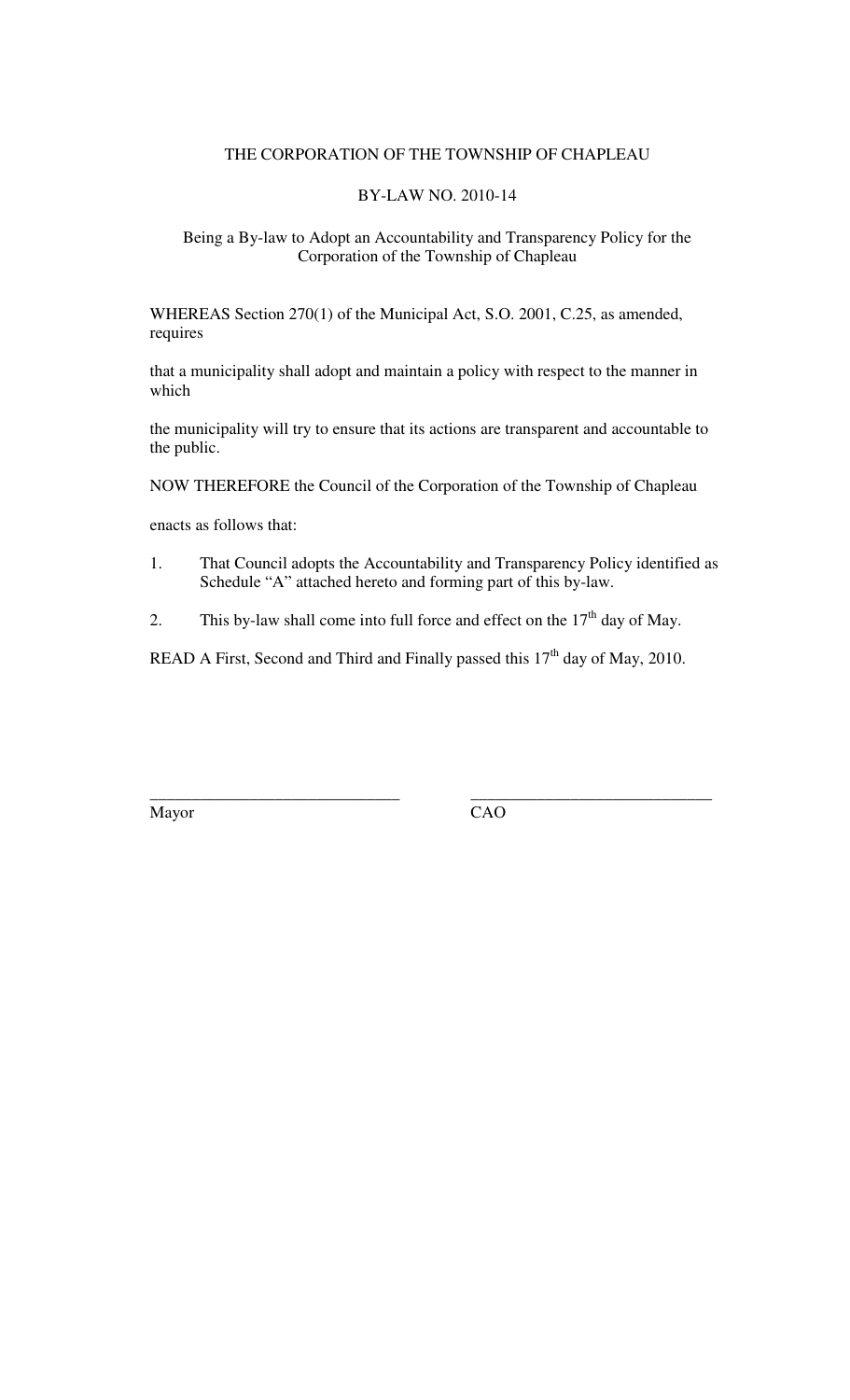THE CORPORATION OF THE TOWNSHIP OF CHAPLEAU

BY-LAW NO. 2010-14

Being a By-law to Adopt an Accountability and Transparency Policy for the Corporation of the Township of Chapleau

WHEREAS Section 270(1) of the Municipal Act, S.O. 2001, C.25, as amended, requires

that a municipality shall adopt and maintain a policy with respect to the manner in which

the municipality will try to ensure that its actions are transparent and accountable to the public.

NOW THEREFORE the Council of the Corporation of the Township of Chapleau

enacts as follows that:

1. That Council adopts the Accountability and Transparency Policy identified as Schedule "A" attached hereto and forming part of this by-law.

2. This by-law shall come into full force and effect on the 17th day of May.

READ A First, Second and Third and Finally passed this 17th day of May, 2010.

_____________________________ _____________________________

Mayor CAO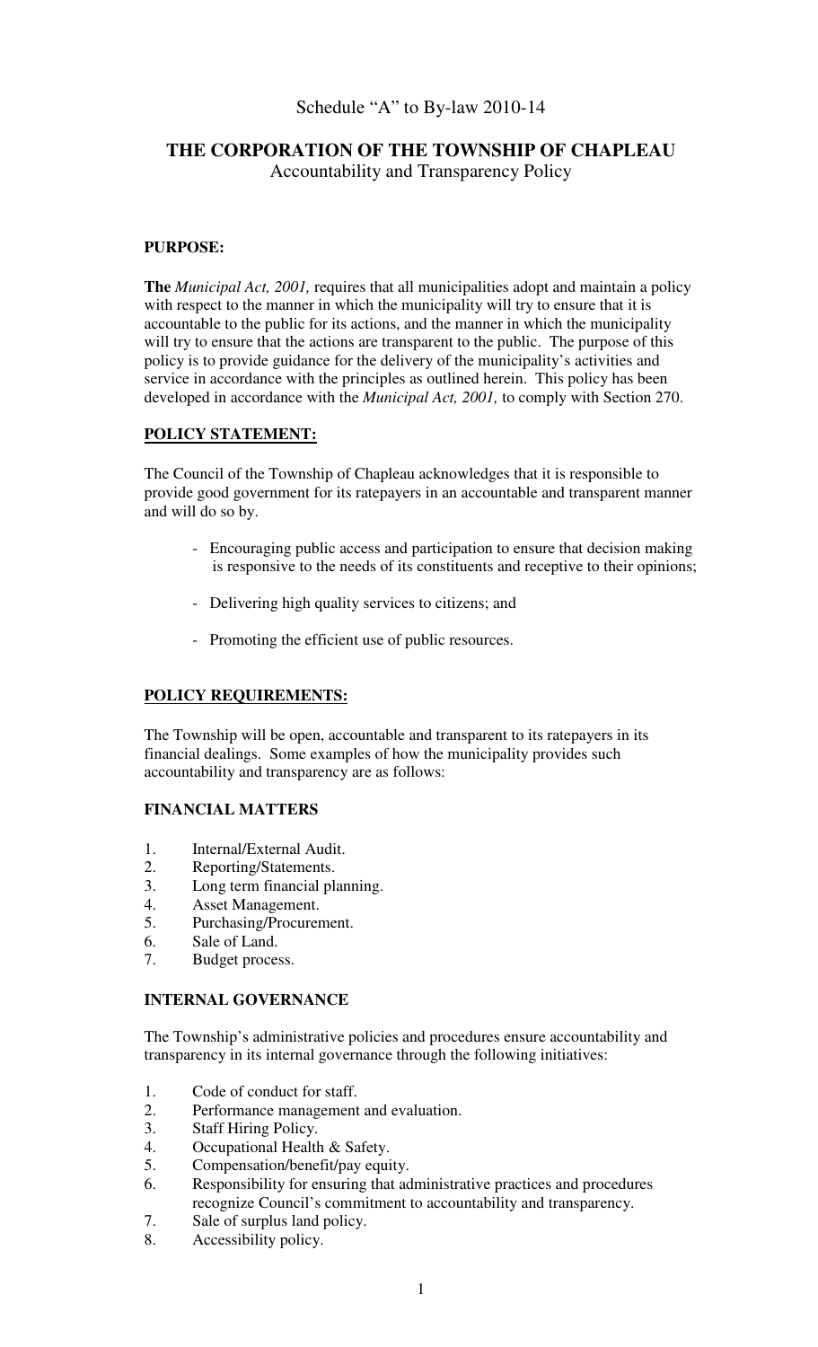Schedule "A" to By-law 2010-14

# THE CORPORATION OF THE TOWNSHIP OF CHAPLEAU

Accountability and Transparency Policy

**PURPOSE:**

**The** *Municipal Act, 2001,* requires that all municipalities adopt and maintain a policy with respect to the manner in which the municipality will try to ensure that it is accountable to the public for its actions, and the manner in which the municipality will try to ensure that the actions are transparent to the public. The purpose of this policy is to provide guidance for the delivery of the municipality's activities and service in accordance with the principles as outlined herein. This policy has been developed in accordance with the *Municipal Act, 2001,* to comply with Section 270.

**POLICY STATEMENT:**

The Council of the Township of Chapleau acknowledges that it is responsible to provide good government for its ratepayers in an accountable and transparent manner and will do so by.

- Encouraging public access and participation to ensure that decision making is responsive to the needs of its constituents and receptive to their opinions;
- Delivering high quality services to citizens; and
- Promoting the efficient use of public resources.

**POLICY REQUIREMENTS:**

The Township will be open, accountable and transparent to its ratepayers in its financial dealings. Some examples of how the municipality provides such accountability and transparency are as follows:

**FINANCIAL MATTERS**

1. Internal/External Audit.
2. Reporting/Statements.
3. Long term financial planning.
4. Asset Management.
5. Purchasing/Procurement.
6. Sale of Land.
7. Budget process.

**INTERNAL GOVERNANCE**

The Township's administrative policies and procedures ensure accountability and transparency in its internal governance through the following initiatives:

1. Code of conduct for staff.
2. Performance management and evaluation.
3. Staff Hiring Policy.
4. Occupational Health & Safety.
5. Compensation/benefit/pay equity.
6. Responsibility for ensuring that administrative practices and procedures recognize Council's commitment to accountability and transparency.
7. Sale of surplus land policy.
8. Accessibility policy.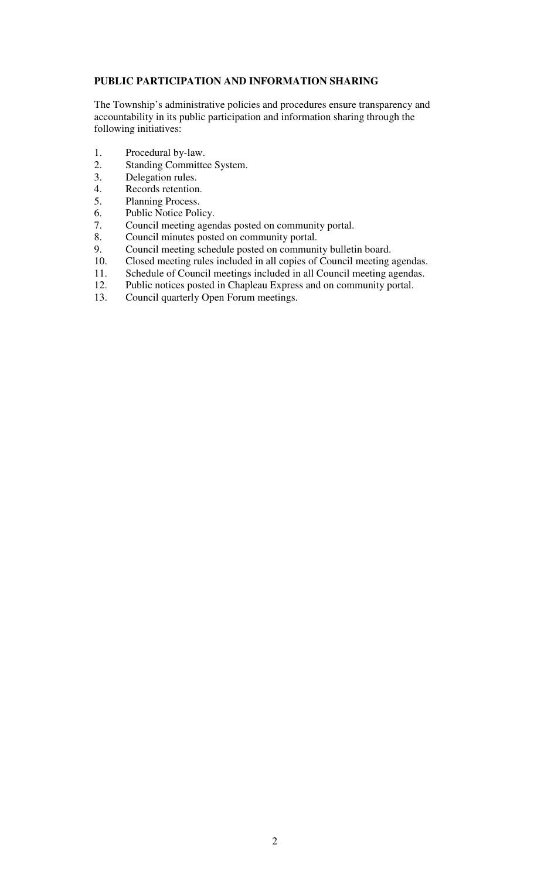**PUBLIC PARTICIPATION AND INFORMATION SHARING**

The Township's administrative policies and procedures ensure transparency and accountability in its public participation and information sharing through the following initiatives:

1. Procedural by-law.
2. Standing Committee System.
3. Delegation rules.
4. Records retention.
5. Planning Process.
6. Public Notice Policy.
7. Council meeting agendas posted on community portal.
8. Council minutes posted on community portal.
9. Council meeting schedule posted on community bulletin board.
10. Closed meeting rules included in all copies of Council meeting agendas.
11. Schedule of Council meetings included in all Council meeting agendas.
12. Public notices posted in Chapleau Express and on community portal.
13. Council quarterly Open Forum meetings.